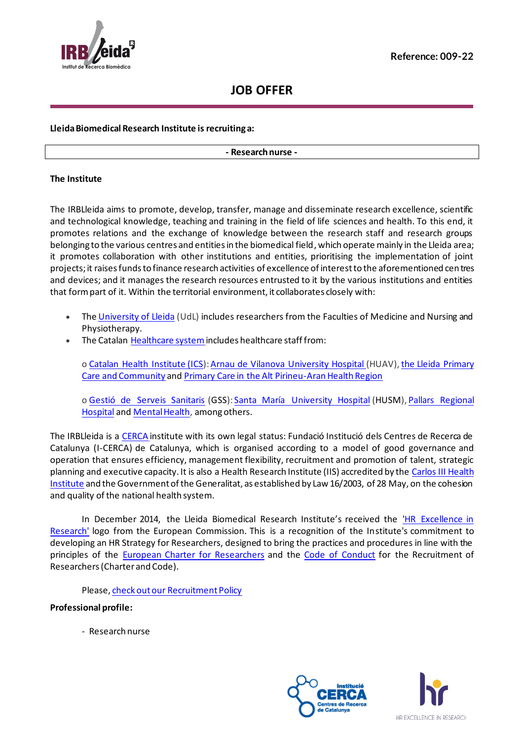Reference: 009-22

# JOB OFFER

**Lleida Biomedical Research Institute is recruiting a:**

**- Research nurse -**

**The Institute**

The IRBLleida aims to promote, develop, transfer, manage and disseminate research excellence, scientific and technological knowledge, teaching and training in the field of life sciences and health. To this end, it promotes relations and the exchange of knowledge between the research staff and research groups belonging to the various centres and entities in the biomedical field, which operate mainly in the Lleida area; it promotes collaboration with other institutions and entities, prioritising the implementation of joint projects; it raises funds to finance research activities of excellence of interest to the aforementioned centres and devices; and it manages the research resources entrusted to it by the various institutions and entities that form part of it. Within the territorial environment, it collaborates closely with:

- The University of Lleida (UdL) includes researchers from the Faculties of Medicine and Nursing and Physiotherapy.
- The Catalan Healthcare system includes healthcare staff from:

  o Catalan Health Institute (ICS): Arnau de Vilanova University Hospital (HUAV), the Lleida Primary Care and Community and Primary Care in the Alt Pirineu-Aran Health Region

  o Gestió de Serveis Sanitaris (GSS): Santa María University Hospital (HUSM), Pallars Regional Hospital and Mental Health, among others.

The IRBLleida is a CERCA institute with its own legal status: Fundació Institució dels Centres de Recerca de Catalunya (I-CERCA) de Catalunya, which is organised according to a model of good governance and operation that ensures efficiency, management flexibility, recruitment and promotion of talent, strategic planning and executive capacity. It is also a Health Research Institute (IIS) accredited by the Carlos III Health Institute and the Government of the Generalitat, as established by Law 16/2003, of 28 May, on the cohesion and quality of the national health system.

In December 2014, the Lleida Biomedical Research Institute's received the 'HR Excellence in Research' logo from the European Commission. This is a recognition of the Institute's commitment to developing an HR Strategy for Researchers, designed to bring the practices and procedures in line with the principles of the European Charter for Researchers and the Code of Conduct for the Recruitment of Researchers (Charter and Code).

Please, check out our Recruitment Policy

**Professional profile:**

- Research nurse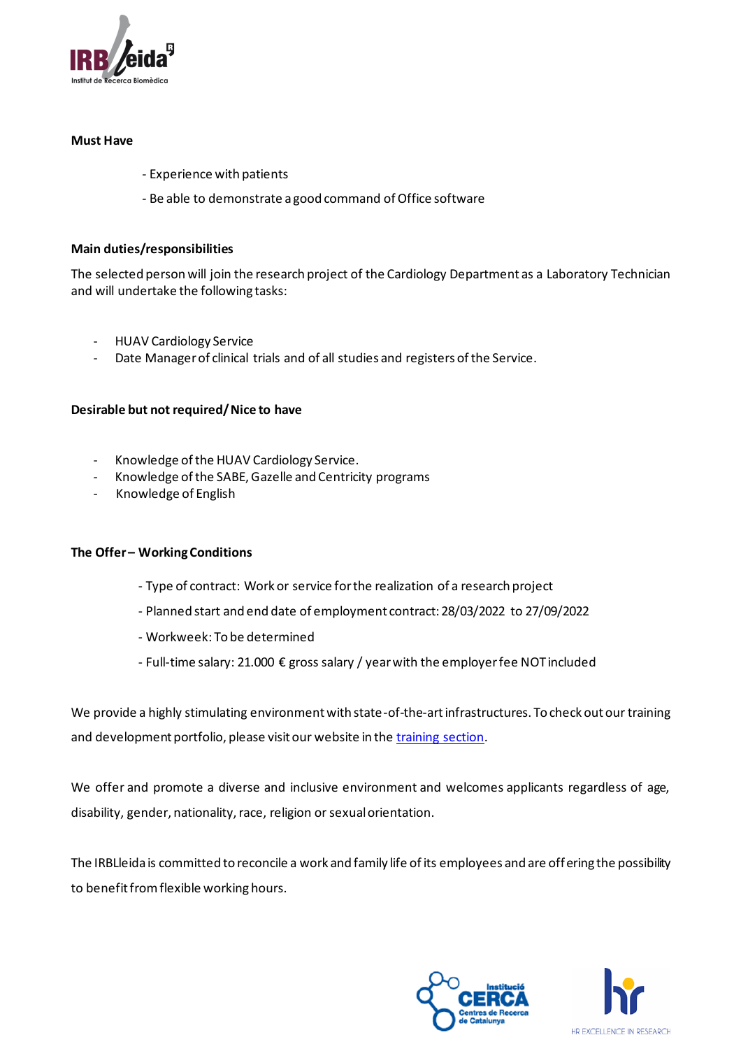**Must Have**

- Experience with patients
- Be able to demonstrate a good command of Office software

**Main duties/responsibilities**

The selected person will join the research project of the Cardiology Department as a Laboratory Technician and will undertake the following tasks:

- HUAV Cardiology Service
- Date Manager of clinical trials and of all studies and registers of the Service.

**Desirable but not required/ Nice to have**

- Knowledge of the HUAV Cardiology Service.
- Knowledge of the SABE, Gazelle and Centricity programs
- Knowledge of English

**The Offer – Working Conditions**

- Type of contract: Work or service for the realization of a research project
- Planned start and end date of employment contract: 28/03/2022 to 27/09/2022
- Workweek: To be determined
- Full-time salary: 21.000 € gross salary / year with the employer fee NOT included

We provide a highly stimulating environment with state-of-the-art infrastructures. To check out our training and development portfolio, please visit our website in the training section.

We offer and promote a diverse and inclusive environment and welcomes applicants regardless of age, disability, gender, nationality, race, religion or sexual orientation.

The IRBLleida is committed to reconcile a work and family life of its employees and are offering the possibility to benefit from flexible working hours.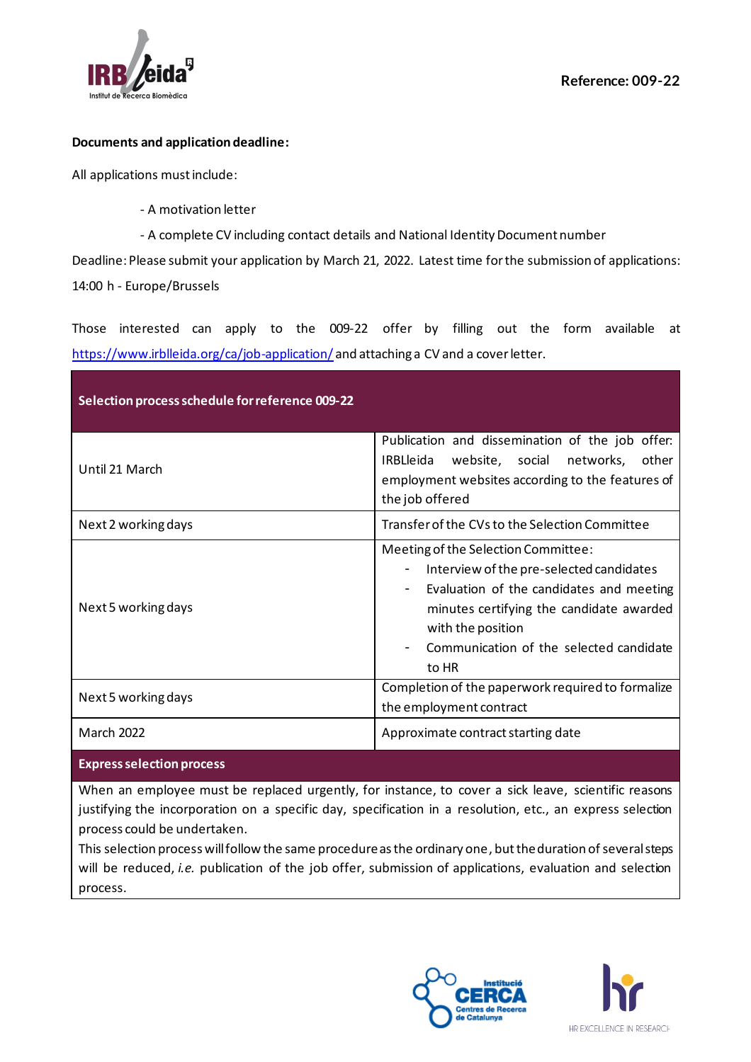Reference: 009-22

**Documents and application deadline:**

All applications must include:

- A motivation letter
- A complete CV including contact details and National Identity Document number

Deadline: Please submit your application by March 21, 2022. Latest time for the submission of applications: 14:00 h - Europe/Brussels

Those interested can apply to the 009-22 offer by filling out the form available at https://www.irblleida.org/ca/job-application/ and attaching a CV and a cover letter.

| **Selection process schedule for reference 009-22** | |
|---|---|
| Until 21 March | Publication and dissemination of the job offer: IRBLleida website, social networks, other employment websites according to the features of the job offered |
| Next 2 working days | Transfer of the CVs to the Selection Committee |
| Next 5 working days | Meeting of the Selection Committee:<br>- Interview of the pre-selected candidates<br>- Evaluation of the candidates and meeting minutes certifying the candidate awarded with the position<br>- Communication of the selected candidate to HR |
| Next 5 working days | Completion of the paperwork required to formalize the employment contract |
| March 2022 | Approximate contract starting date |

**Express selection process**

When an employee must be replaced urgently, for instance, to cover a sick leave, scientific reasons justifying the incorporation on a specific day, specification in a resolution, etc., an express selection process could be undertaken.

This selection process will follow the same procedure as the ordinary one, but the duration of several steps will be reduced, *i.e.* publication of the job offer, submission of applications, evaluation and selection process.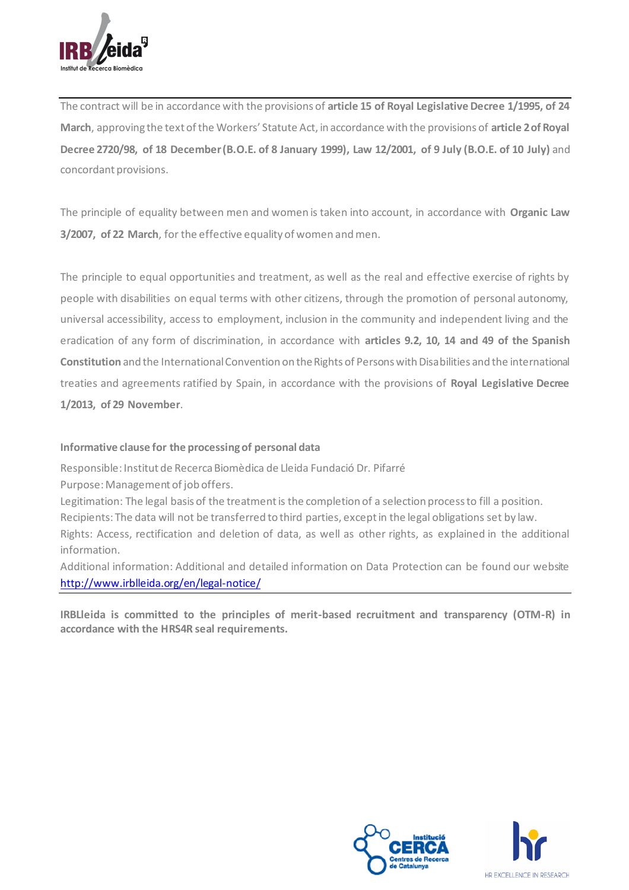The contract will be in accordance with the provisions of **article 15 of Royal Legislative Decree 1/1995, of 24 March**, approving the text of the Workers' Statute Act, in accordance with the provisions of **article 2 of Royal Decree 2720/98, of 18 December (B.O.E. of 8 January 1999), Law 12/2001, of 9 July (B.O.E. of 10 July)** and concordant provisions.

The principle of equality between men and women is taken into account, in accordance with **Organic Law 3/2007, of 22 March**, for the effective equality of women and men.

The principle to equal opportunities and treatment, as well as the real and effective exercise of rights by people with disabilities on equal terms with other citizens, through the promotion of personal autonomy, universal accessibility, access to employment, inclusion in the community and independent living and the eradication of any form of discrimination, in accordance with **articles 9.2, 10, 14 and 49 of the Spanish Constitution** and the International Convention on the Rights of Persons with Disabilities and the international treaties and agreements ratified by Spain, in accordance with the provisions of **Royal Legislative Decree 1/2013, of 29 November**.

**Informative clause for the processing of personal data**

Responsible: Institut de Recerca Biomèdica de Lleida Fundació Dr. Pifarré
Purpose: Management of job offers.
Legitimation: The legal basis of the treatment is the completion of a selection process to fill a position.
Recipients: The data will not be transferred to third parties, except in the legal obligations set by law.
Rights: Access, rectification and deletion of data, as well as other rights, as explained in the additional information.
Additional information: Additional and detailed information on Data Protection can be found our website [http://www.irblleida.org/en/legal-notice/](http://www.irblleida.org/en/legal-notice/)

**IRBLleida is committed to the principles of merit-based recruitment and transparency (OTM-R) in accordance with the HRS4R seal requirements.**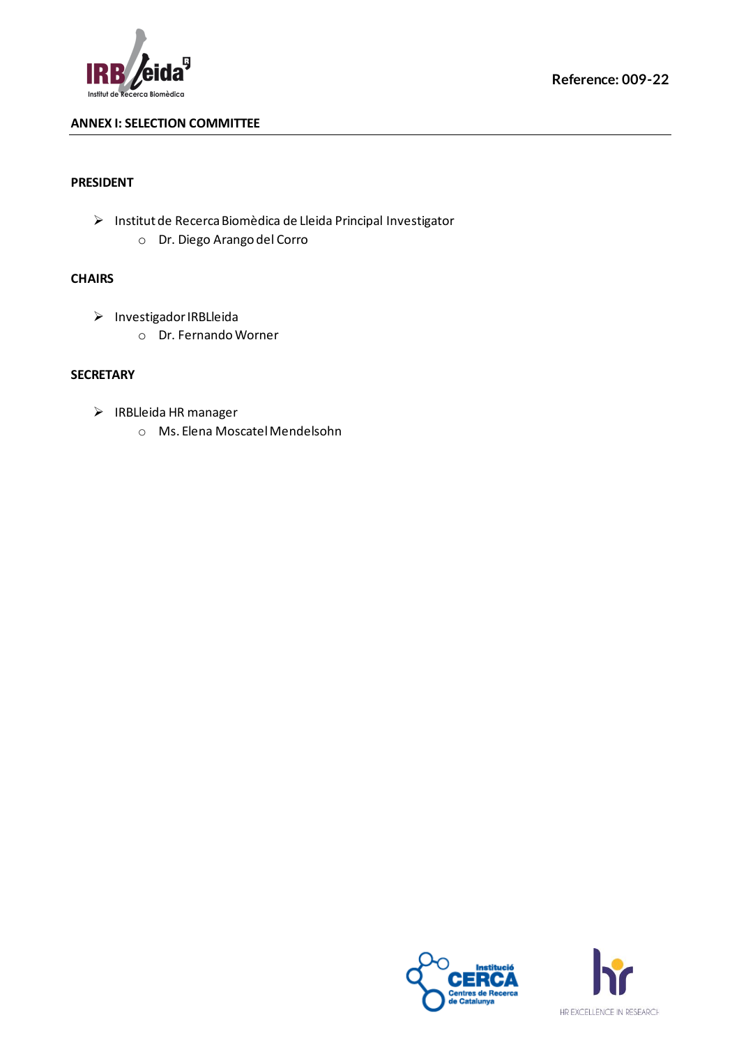Reference: 009-22

## ANNEX I: SELECTION COMMITTEE

**PRESIDENT**

- Institut de Recerca Biomèdica de Lleida Principal Investigator
  - Dr. Diego Arango del Corro

**CHAIRS**

- Investigador IRBLleida
  - Dr. Fernando Worner

**SECRETARY**

- IRBLleida HR manager
  - Ms. Elena Moscatel Mendelsohn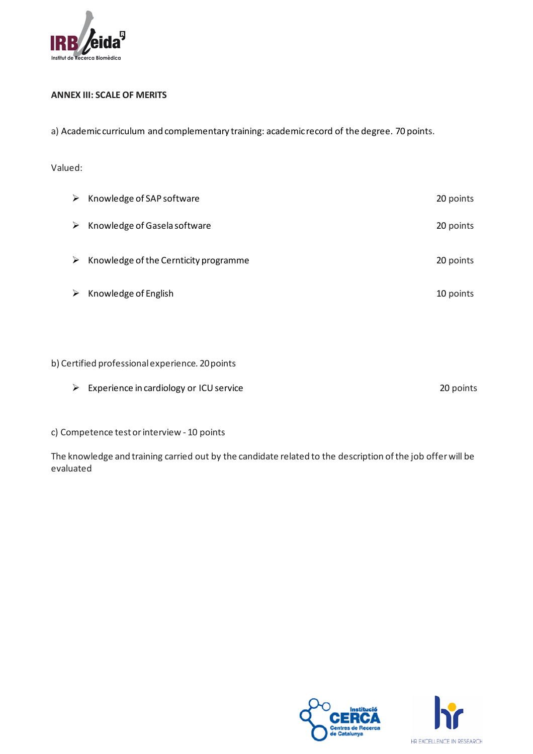**ANNEX III: SCALE OF MERITS**

a) Academic curriculum and complementary training: academic record of the degree. 70 points.

Valued:

- Knowledge of SAP software 20 points
- Knowledge of Gasela software 20 points
- Knowledge of the Cerntic ity programme 20 points
- Knowledge of English 10 points

b) Certified professional experience. 20 points

- Experience in cardiology or ICU service 20 points

c) Competence test or interview - 10 points

The knowledge and training carried out by the candidate related to the description of the job offer will be evaluated